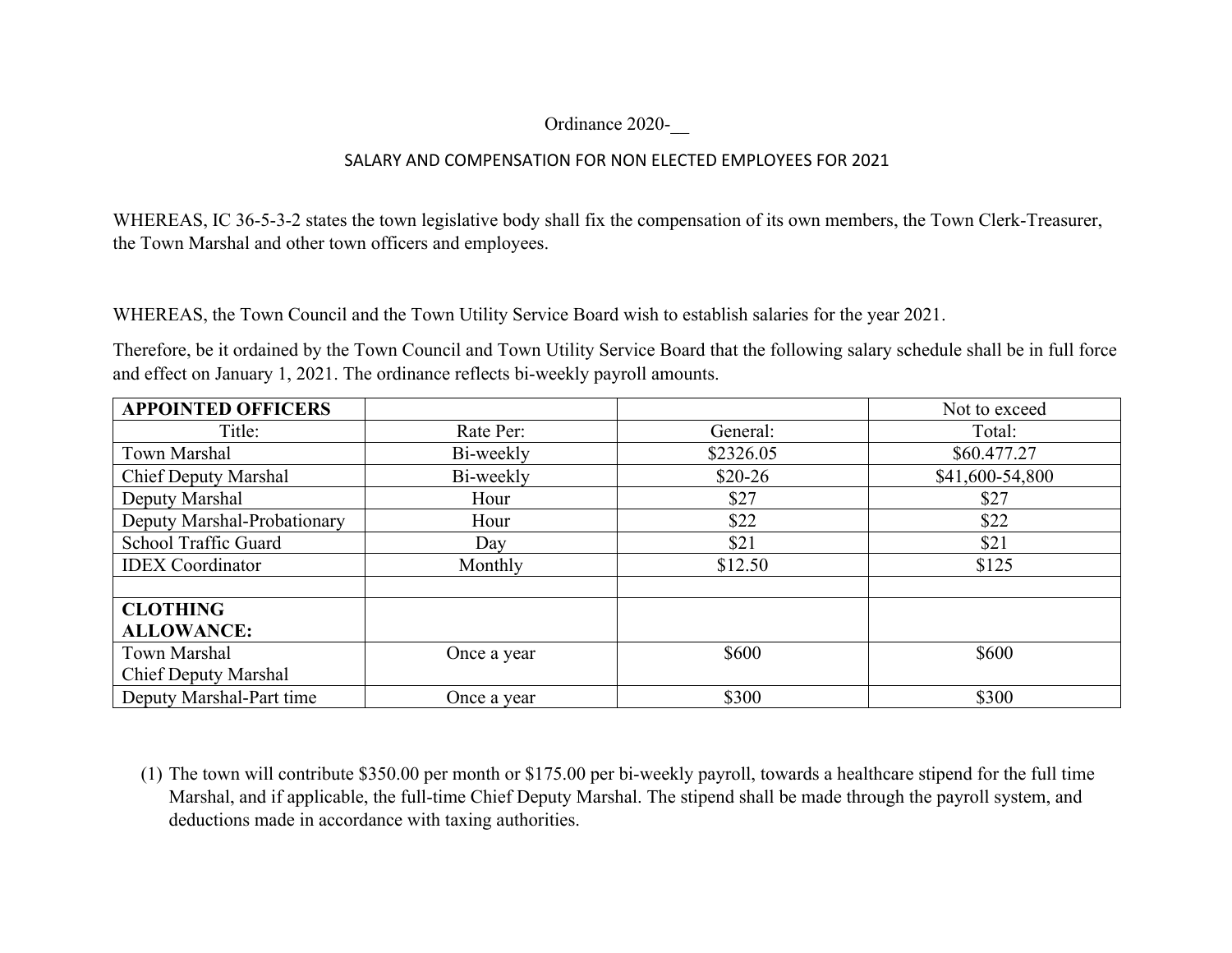Ordinance 2020-__

## SALARY AND COMPENSATION FOR NON ELECTED EMPLOYEES FOR 2021

WHEREAS, IC 36-5-3-2 states the town legislative body shall fix the compensation of its own members, the Town Clerk-Treasurer, the Town Marshal and other town officers and employees.

WHEREAS, the Town Council and the Town Utility Service Board wish to establish salaries for the year 2021.

Therefore, be it ordained by the Town Council and Town Utility Service Board that the following salary schedule shall be in full force and effect on January 1, 2021. The ordinance reflects bi-weekly payroll amounts.

| **APPOINTED OFFICERS** | | | Not to exceed |
|---|---|---|---|
| Title: | Rate Per: | General: | Total: |
| Town Marshal | Bi-weekly | $2326.05 | $60.477.27 |
| Chief Deputy Marshal | Bi-weekly | $20-26 | $41,600-54,800 |
| Deputy Marshal | Hour | $27 | $27 |
| Deputy Marshal-Probationary | Hour | $22 | $22 |
| School Traffic Guard | Day | $21 | $21 |
| IDEX Coordinator | Monthly | $12.50 | $125 |
| | | | |
| **CLOTHING ALLOWANCE:** | | | |
| Town Marshal<br>Chief Deputy Marshal | Once a year | $600 | $600 |
| Deputy Marshal-Part time | Once a year | $300 | $300 |

(1) The town will contribute $350.00 per month or $175.00 per bi-weekly payroll, towards a healthcare stipend for the full time Marshal, and if applicable, the full-time Chief Deputy Marshal. The stipend shall be made through the payroll system, and deductions made in accordance with taxing authorities.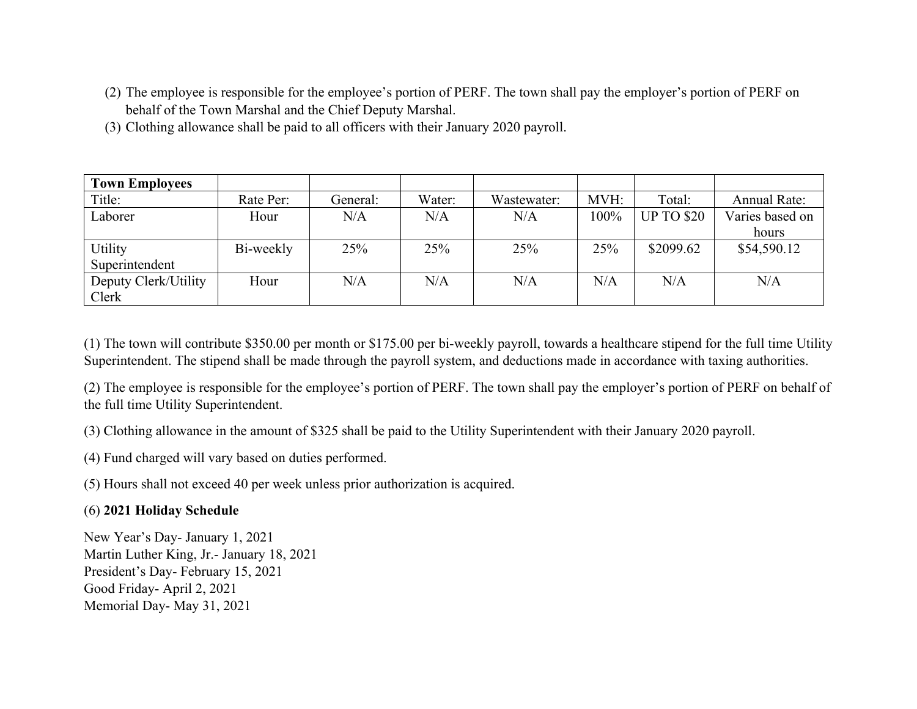(2) The employee is responsible for the employee's portion of PERF. The town shall pay the employer's portion of PERF on behalf of the Town Marshal and the Chief Deputy Marshal.

(3) Clothing allowance shall be paid to all officers with their January 2020 payroll.

| **Town Employees** | | | | | | | |
|---|---|---|---|---|---|---|---|
| Title: | Rate Per: | General: | Water: | Wastewater: | MVH: | Total: | Annual Rate: |
| Laborer | Hour | N/A | N/A | N/A | 100% | UP TO $20 | Varies based on hours |
| Utility Superintendent | Bi-weekly | 25% | 25% | 25% | 25% | $2099.62 | $54,590.12 |
| Deputy Clerk/Utility Clerk | Hour | N/A | N/A | N/A | N/A | N/A | N/A |

(1) The town will contribute $350.00 per month or $175.00 per bi-weekly payroll, towards a healthcare stipend for the full time Utility Superintendent. The stipend shall be made through the payroll system, and deductions made in accordance with taxing authorities.

(2) The employee is responsible for the employee's portion of PERF. The town shall pay the employer's portion of PERF on behalf of the full time Utility Superintendent.

(3) Clothing allowance in the amount of $325 shall be paid to the Utility Superintendent with their January 2020 payroll.

(4) Fund charged will vary based on duties performed.

(5) Hours shall not exceed 40 per week unless prior authorization is acquired.

(6) **2021 Holiday Schedule**

New Year's Day- January 1, 2021
Martin Luther King, Jr.- January 18, 2021
President's Day- February 15, 2021
Good Friday- April 2, 2021
Memorial Day- May 31, 2021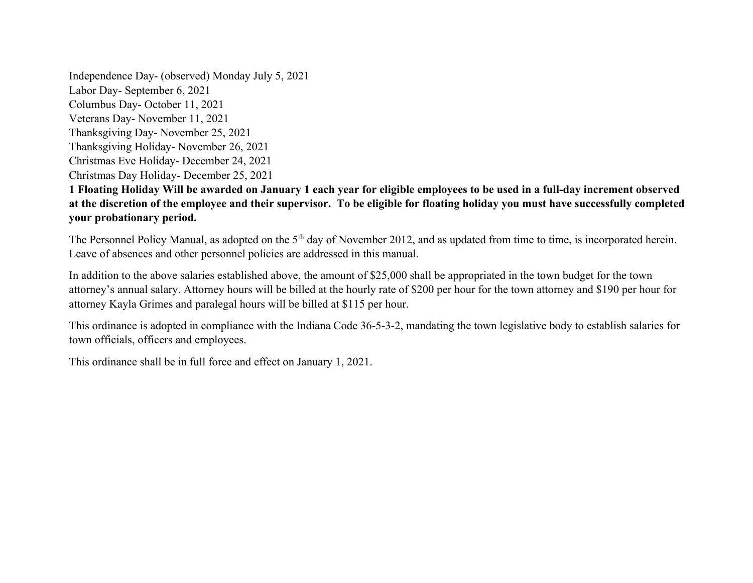Independence Day- (observed) Monday July 5, 2021
Labor Day- September 6, 2021
Columbus Day- October 11, 2021
Veterans Day- November 11, 2021
Thanksgiving Day- November 25, 2021
Thanksgiving Holiday- November 26, 2021
Christmas Eve Holiday- December 24, 2021
Christmas Day Holiday- December 25, 2021
**1 Floating Holiday Will be awarded on January 1 each year for eligible employees to be used in a full-day increment observed at the discretion of the employee and their supervisor. To be eligible for floating holiday you must have successfully completed your probationary period.**

The Personnel Policy Manual, as adopted on the 5th day of November 2012, and as updated from time to time, is incorporated herein. Leave of absences and other personnel policies are addressed in this manual.

In addition to the above salaries established above, the amount of $25,000 shall be appropriated in the town budget for the town attorney's annual salary. Attorney hours will be billed at the hourly rate of $200 per hour for the town attorney and $190 per hour for attorney Kayla Grimes and paralegal hours will be billed at $115 per hour.

This ordinance is adopted in compliance with the Indiana Code 36-5-3-2, mandating the town legislative body to establish salaries for town officials, officers and employees.

This ordinance shall be in full force and effect on January 1, 2021.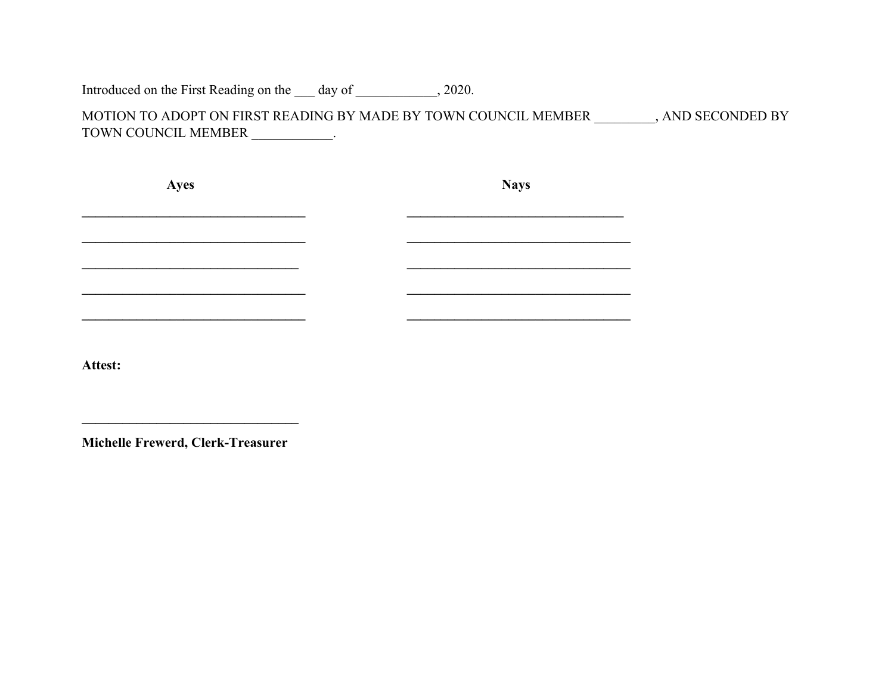Introduced on the First Reading on the ___ day of ____________, 2020.

MOTION TO ADOPT ON FIRST READING BY MADE BY TOWN COUNCIL MEMBER _________, AND SECONDED BY TOWN COUNCIL MEMBER ____________.

| **Ayes** | **Nays** |
| --- | --- |
| ________________________________ | ________________________________ |
| ________________________________ | ________________________________ |
| ________________________________ | ________________________________ |
| ________________________________ | ________________________________ |
| ________________________________ | ________________________________ |

**Attest:**

________________________________

**Michelle Frewerd, Clerk-Treasurer**